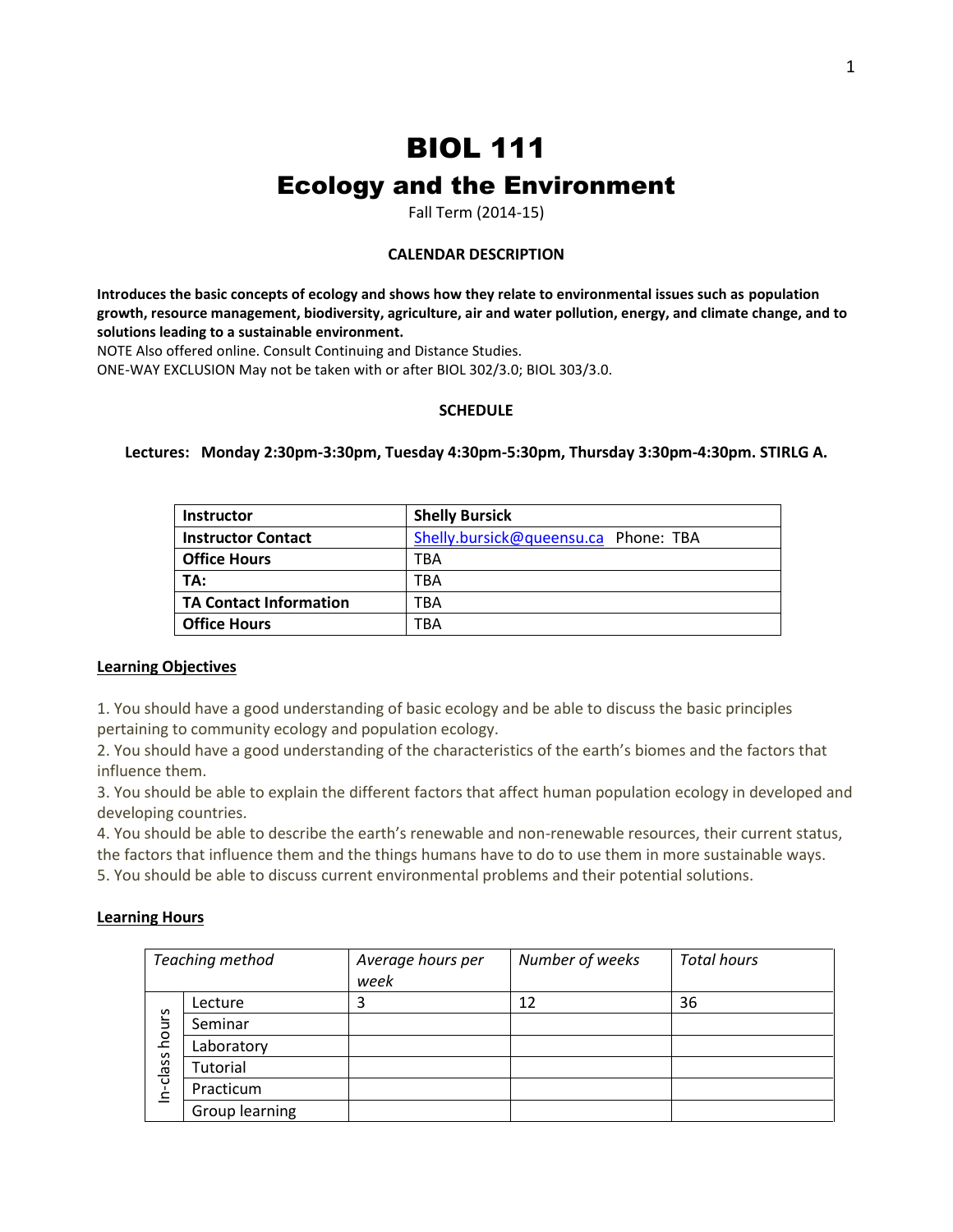# BIOL 111

## Ecology and the Environment

Fall Term (2014-15)

### CALENDAR DESCRIPTION

**Introduces the basic concepts of ecology and shows how they relate to environmental issues such as population growth, resource management, biodiversity, agriculture, air and water pollution, energy, and climate change, and to solutions leading to a sustainable environment.**

NOTE Also offered online. Consult Continuing and Distance Studies.

ONE-WAY EXCLUSION May not be taken with or after BIOL 302/3.0; BIOL 303/3.0.

### SCHEDULE

**Lectures: Monday 2:30pm-3:30pm, Tuesday 4:30pm-5:30pm, Thursday 3:30pm-4:30pm. STIRLG A.**

| **Instructor** | **Shelly Bursick** |
|---|---|
| **Instructor Contact** | Shelly.bursick@queensu.ca Phone: TBA |
| **Office Hours** | TBA |
| **TA:** | TBA |
| **TA Contact Information** | TBA |
| **Office Hours** | TBA |

**Learning Objectives**

1. You should have a good understanding of basic ecology and be able to discuss the basic principles pertaining to community ecology and population ecology.
2. You should have a good understanding of the characteristics of the earth's biomes and the factors that influence them.
3. You should be able to explain the different factors that affect human population ecology in developed and developing countries.
4. You should be able to describe the earth's renewable and non-renewable resources, their current status, the factors that influence them and the things humans have to do to use them in more sustainable ways.
5. You should be able to discuss current environmental problems and their potential solutions.

**Learning Hours**

| *Teaching method* | | *Average hours per week* | *Number of weeks* | *Total hours* |
|---|---|---|---|---|
| In-class hours | Lecture | 3 | 12 | 36 |
| | Seminar | | | |
| | Laboratory | | | |
| | Tutorial | | | |
| | Practicum | | | |
| | Group learning | | | |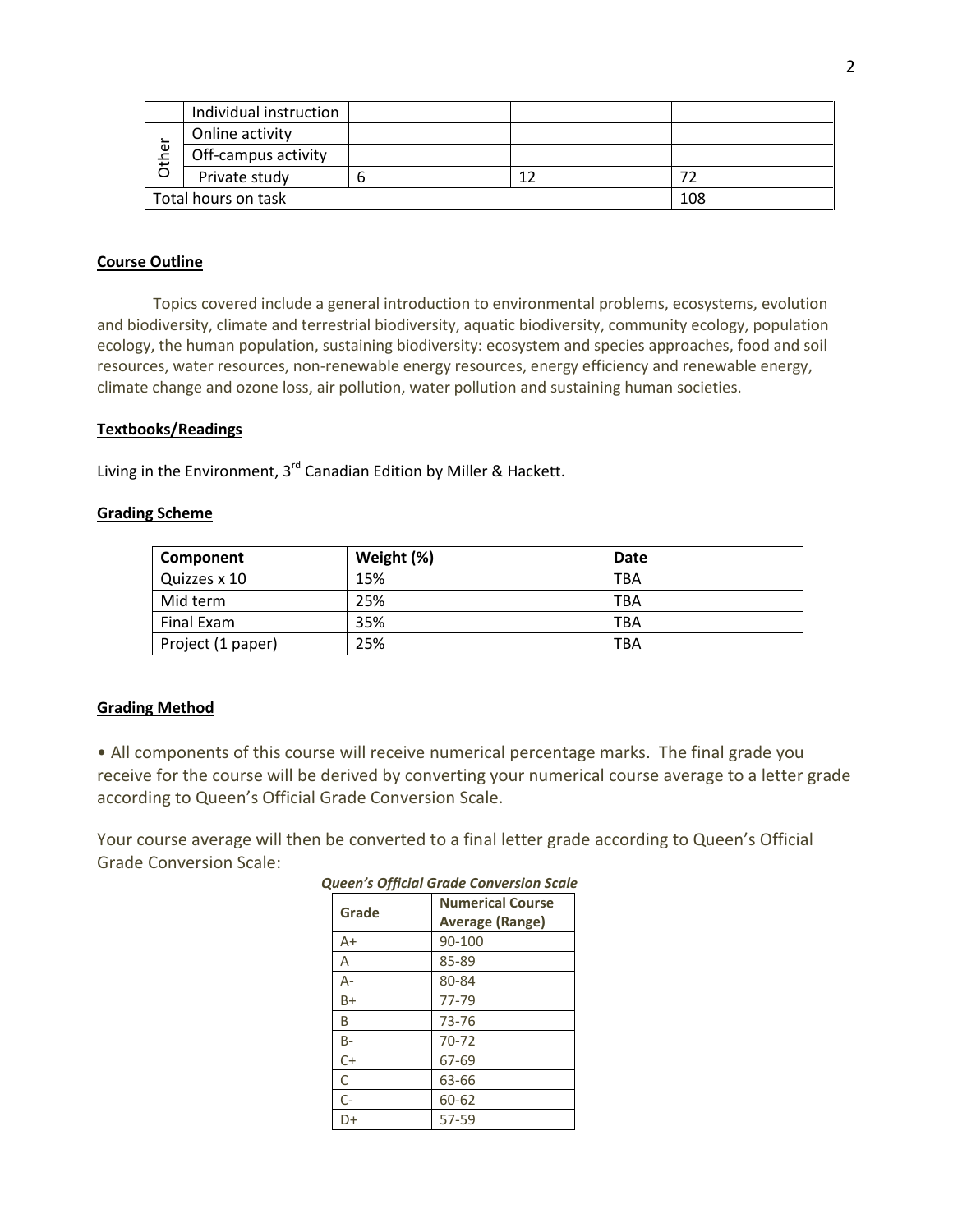| | | | | |
|---|---|---|---|---|
| | Individual instruction | | | |
| Other | Online activity | | | |
| | Off-campus activity | | | |
| | Private study | 6 | 12 | 72 |
| Total hours on task | | | | 108 |

**Course Outline**

Topics covered include a general introduction to environmental problems, ecosystems, evolution and biodiversity, climate and terrestrial biodiversity, aquatic biodiversity, community ecology, population ecology, the human population, sustaining biodiversity: ecosystem and species approaches, food and soil resources, water resources, non-renewable energy resources, energy efficiency and renewable energy, climate change and ozone loss, air pollution, water pollution and sustaining human societies.

**Textbooks/Readings**

Living in the Environment, 3rd Canadian Edition by Miller & Hackett.

**Grading Scheme**

| Component | Weight (%) | Date |
|---|---|---|
| Quizzes x 10 | 15% | TBA |
| Mid term | 25% | TBA |
| Final Exam | 35% | TBA |
| Project (1 paper) | 25% | TBA |

**Grading Method**

• All components of this course will receive numerical percentage marks. The final grade you receive for the course will be derived by converting your numerical course average to a letter grade according to Queen's Official Grade Conversion Scale.

Your course average will then be converted to a final letter grade according to Queen's Official Grade Conversion Scale:

***Queen's Official Grade Conversion Scale***

| Grade | Numerical Course Average (Range) |
|---|---|
| A+ | 90-100 |
| A | 85-89 |
| A- | 80-84 |
| B+ | 77-79 |
| B | 73-76 |
| B- | 70-72 |
| C+ | 67-69 |
| C | 63-66 |
| C- | 60-62 |
| D+ | 57-59 |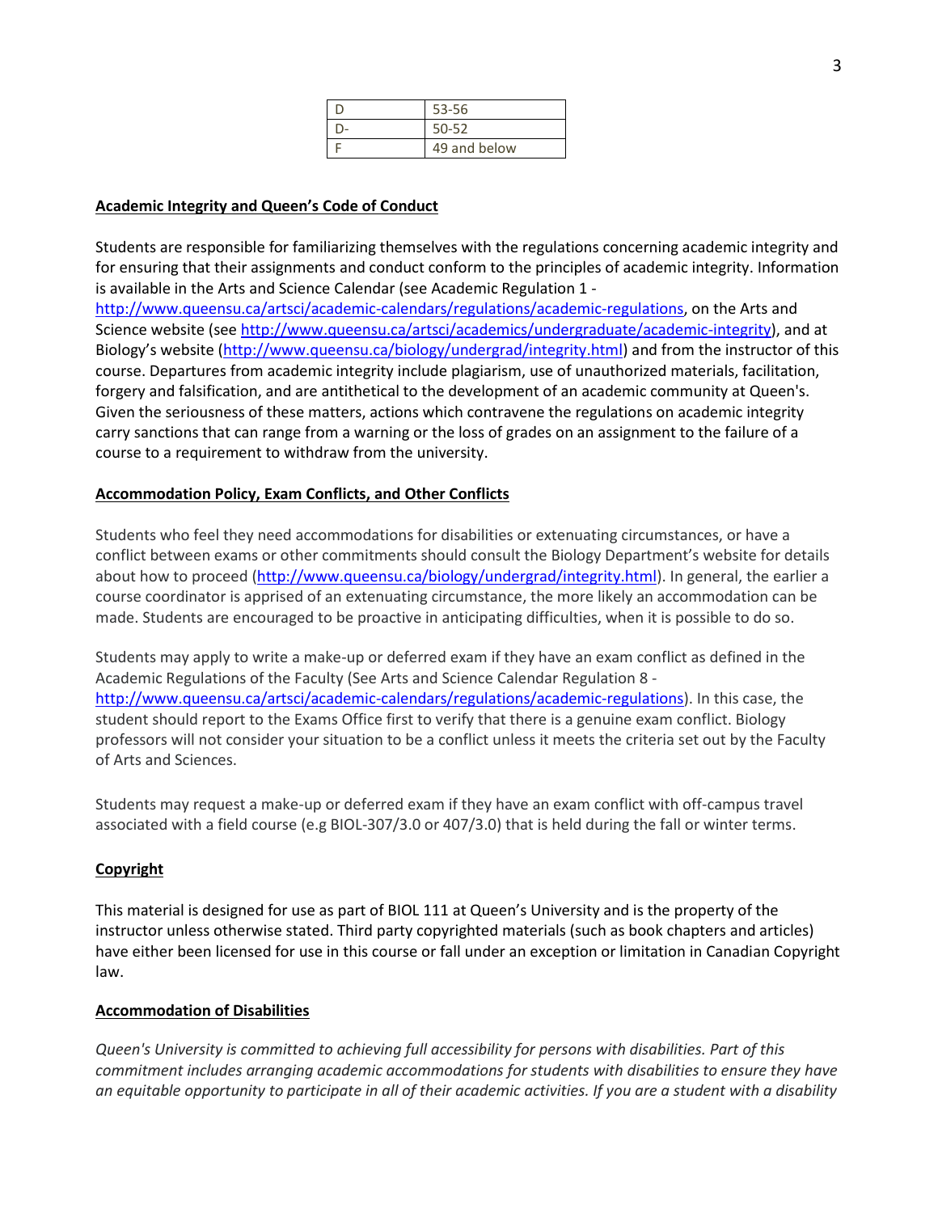| D | 53-56 |
| --- | --- |
| D- | 50-52 |
| F | 49 and below |

**Academic Integrity and Queen's Code of Conduct**

Students are responsible for familiarizing themselves with the regulations concerning academic integrity and for ensuring that their assignments and conduct conform to the principles of academic integrity. Information is available in the Arts and Science Calendar (see Academic Regulation 1 - http://www.queensu.ca/artsci/academic-calendars/regulations/academic-regulations, on the Arts and Science website (see http://www.queensu.ca/artsci/academics/undergraduate/academic-integrity), and at Biology's website (http://www.queensu.ca/biology/undergrad/integrity.html) and from the instructor of this course. Departures from academic integrity include plagiarism, use of unauthorized materials, facilitation, forgery and falsification, and are antithetical to the development of an academic community at Queen's. Given the seriousness of these matters, actions which contravene the regulations on academic integrity carry sanctions that can range from a warning or the loss of grades on an assignment to the failure of a course to a requirement to withdraw from the university.

**Accommodation Policy, Exam Conflicts, and Other Conflicts**

Students who feel they need accommodations for disabilities or extenuating circumstances, or have a conflict between exams or other commitments should consult the Biology Department's website for details about how to proceed (http://www.queensu.ca/biology/undergrad/integrity.html). In general, the earlier a course coordinator is apprised of an extenuating circumstance, the more likely an accommodation can be made. Students are encouraged to be proactive in anticipating difficulties, when it is possible to do so.

Students may apply to write a make-up or deferred exam if they have an exam conflict as defined in the Academic Regulations of the Faculty (See Arts and Science Calendar Regulation 8 - http://www.queensu.ca/artsci/academic-calendars/regulations/academic-regulations). In this case, the student should report to the Exams Office first to verify that there is a genuine exam conflict. Biology professors will not consider your situation to be a conflict unless it meets the criteria set out by the Faculty of Arts and Sciences.

Students may request a make-up or deferred exam if they have an exam conflict with off-campus travel associated with a field course (e.g BIOL-307/3.0 or 407/3.0) that is held during the fall or winter terms.

**Copyright**

This material is designed for use as part of BIOL 111 at Queen's University and is the property of the instructor unless otherwise stated. Third party copyrighted materials (such as book chapters and articles) have either been licensed for use in this course or fall under an exception or limitation in Canadian Copyright law.

**Accommodation of Disabilities**

*Queen's University is committed to achieving full accessibility for persons with disabilities. Part of this commitment includes arranging academic accommodations for students with disabilities to ensure they have an equitable opportunity to participate in all of their academic activities. If you are a student with a disability*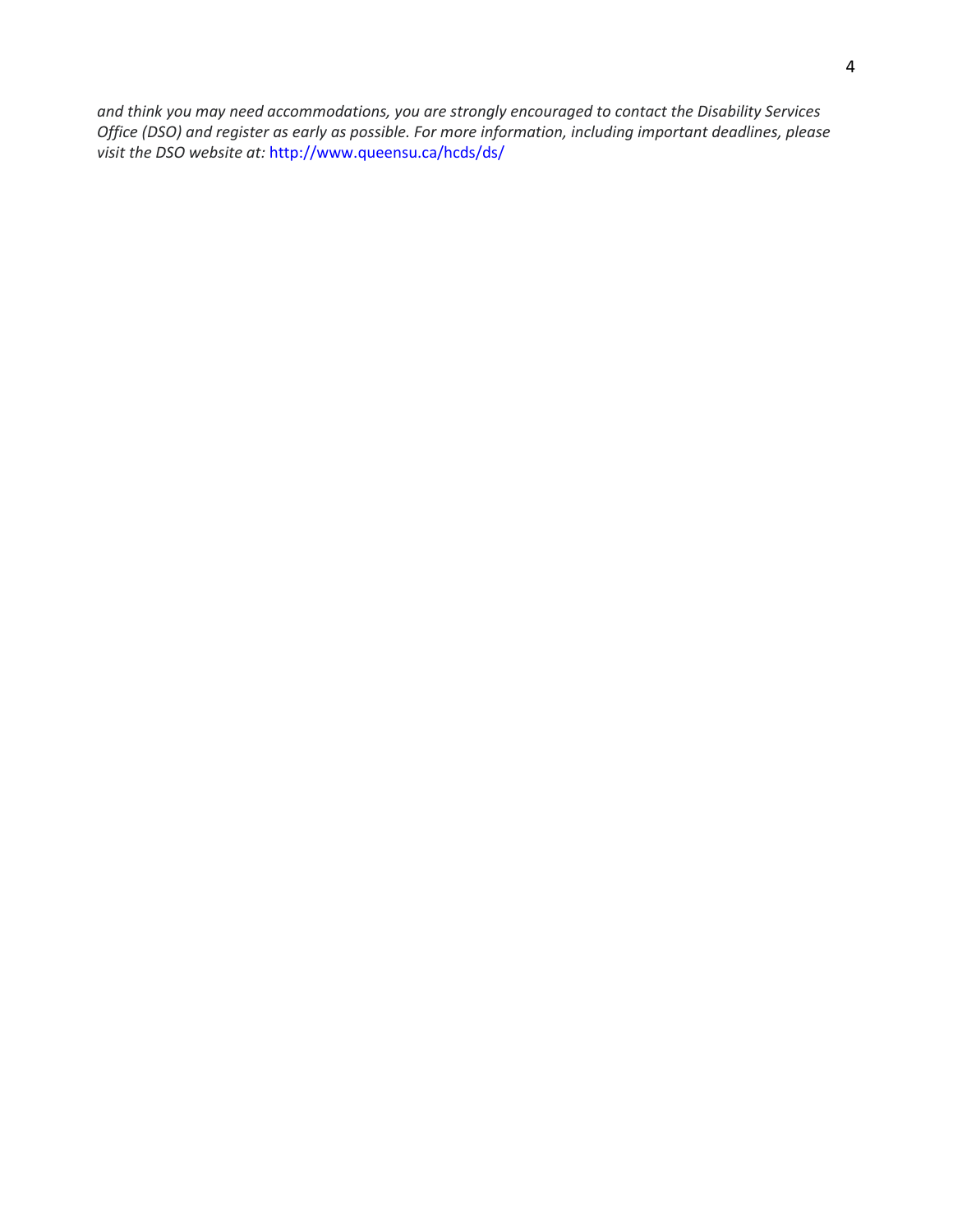*and think you may need accommodations, you are strongly encouraged to contact the Disability Services Office (DSO) and register as early as possible. For more information, including important deadlines, please visit the DSO website at:* http://www.queensu.ca/hcds/ds/